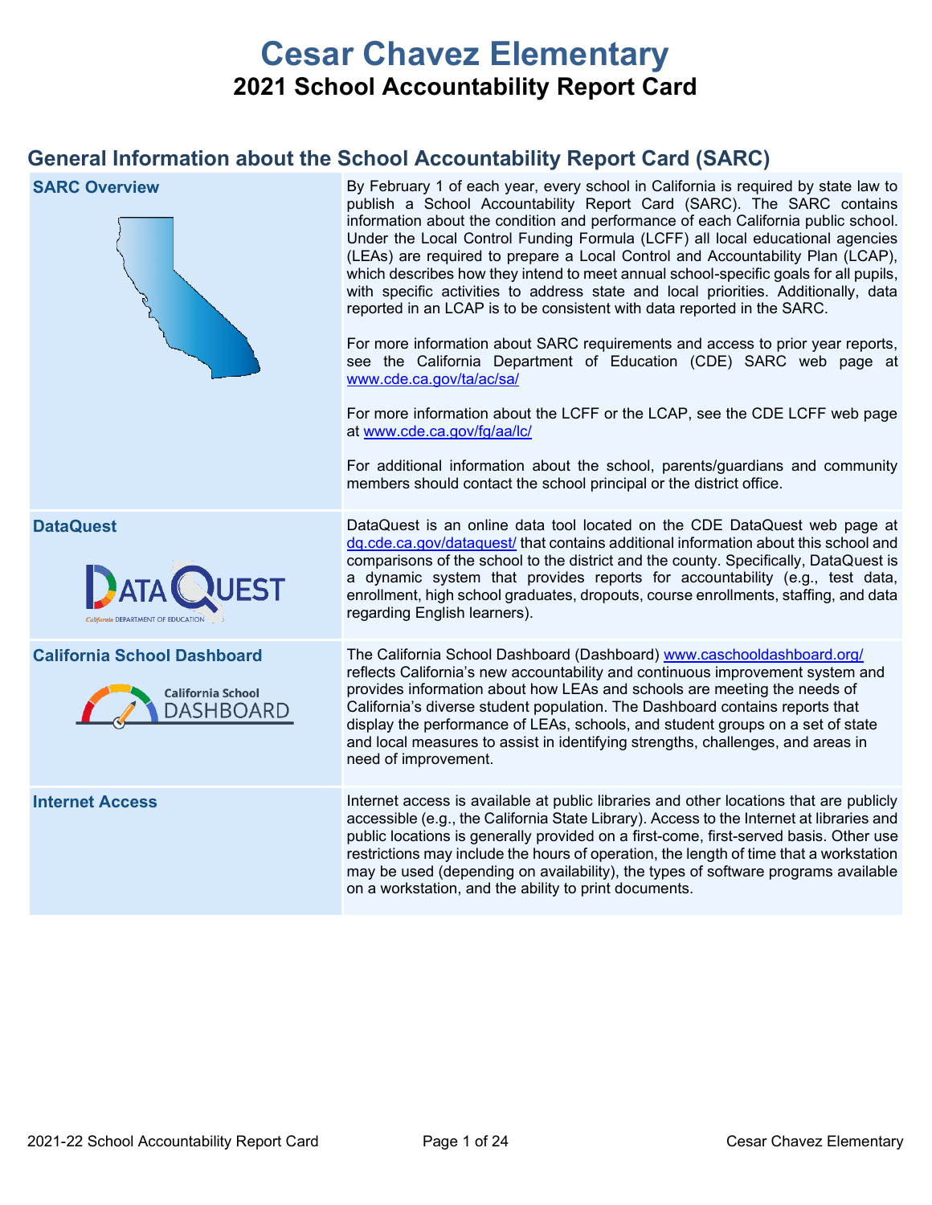# Cesar Chavez Elementary

## 2021 School Accountability Report Card

## General Information about the School Accountability Report Card (SARC)

| | |
|---|---|
| **SARC Overview** | By February 1 of each year, every school in California is required by state law to publish a School Accountability Report Card (SARC). The SARC contains information about the condition and performance of each California public school. Under the Local Control Funding Formula (LCFF) all local educational agencies (LEAs) are required to prepare a Local Control and Accountability Plan (LCAP), which describes how they intend to meet annual school-specific goals for all pupils, with specific activities to address state and local priorities. Additionally, data reported in an LCAP is to be consistent with data reported in the SARC.<br><br>For more information about SARC requirements and access to prior year reports, see the California Department of Education (CDE) SARC web page at www.cde.ca.gov/ta/ac/sa/<br><br>For more information about the LCFF or the LCAP, see the CDE LCFF web page at www.cde.ca.gov/fg/aa/lc/<br><br>For additional information about the school, parents/guardians and community members should contact the school principal or the district office. |
| **DataQuest** | DataQuest is an online data tool located on the CDE DataQuest web page at dq.cde.ca.gov/dataquest/ that contains additional information about this school and comparisons of the school to the district and the county. Specifically, DataQuest is a dynamic system that provides reports for accountability (e.g., test data, enrollment, high school graduates, dropouts, course enrollments, staffing, and data regarding English learners). |
| **California School Dashboard** | The California School Dashboard (Dashboard) www.caschooldashboard.org/ reflects California's new accountability and continuous improvement system and provides information about how LEAs and schools are meeting the needs of California's diverse student population. The Dashboard contains reports that display the performance of LEAs, schools, and student groups on a set of state and local measures to assist in identifying strengths, challenges, and areas in need of improvement. |
| **Internet Access** | Internet access is available at public libraries and other locations that are publicly accessible (e.g., the California State Library). Access to the Internet at libraries and public locations is generally provided on a first-come, first-served basis. Other use restrictions may include the hours of operation, the length of time that a workstation may be used (depending on availability), the types of software programs available on a workstation, and the ability to print documents. |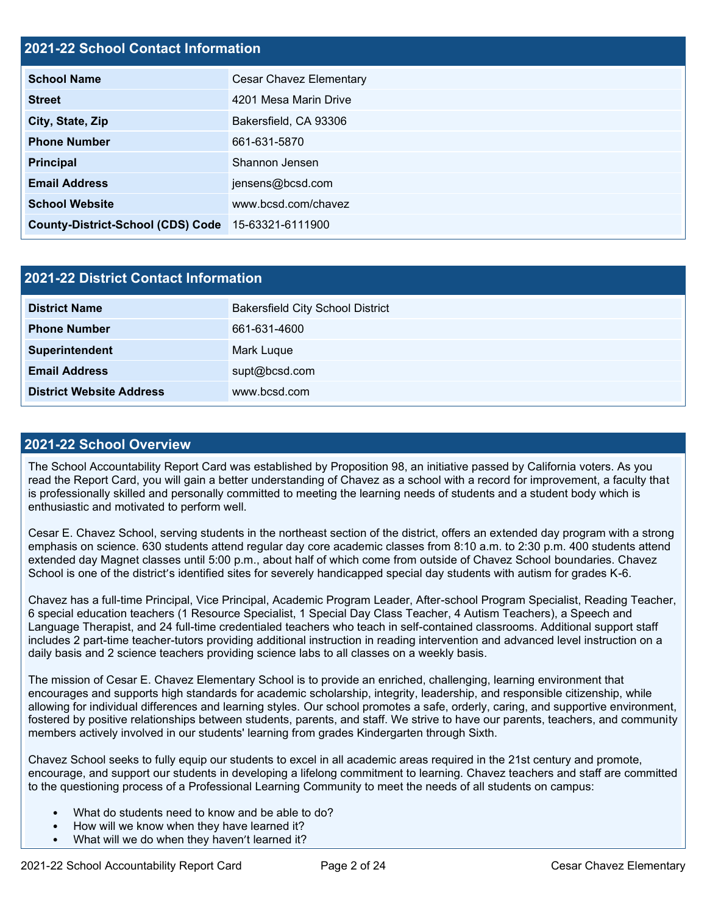## 2021-22 School Contact Information

| School Name | Cesar Chavez Elementary |
|---|---|
| Street | 4201 Mesa Marin Drive |
| City, State, Zip | Bakersfield, CA 93306 |
| Phone Number | 661-631-5870 |
| Principal | Shannon Jensen |
| Email Address | jensens@bcsd.com |
| School Website | www.bcsd.com/chavez |
| County-District-School (CDS) Code | 15-63321-6111900 |

## 2021-22 District Contact Information

| District Name | Bakersfield City School District |
|---|---|
| Phone Number | 661-631-4600 |
| Superintendent | Mark Luque |
| Email Address | supt@bcsd.com |
| District Website Address | www.bcsd.com |

## 2021-22 School Overview

The School Accountability Report Card was established by Proposition 98, an initiative passed by California voters. As you read the Report Card, you will gain a better understanding of Chavez as a school with a record for improvement, a faculty that is professionally skilled and personally committed to meeting the learning needs of students and a student body which is enthusiastic and motivated to perform well.

Cesar E. Chavez School, serving students in the northeast section of the district, offers an extended day program with a strong emphasis on science. 630 students attend regular day core academic classes from 8:10 a.m. to 2:30 p.m. 400 students attend extended day Magnet classes until 5:00 p.m., about half of which come from outside of Chavez School boundaries. Chavez School is one of the district's identified sites for severely handicapped special day students with autism for grades K-6.

Chavez has a full-time Principal, Vice Principal, Academic Program Leader, After-school Program Specialist, Reading Teacher, 6 special education teachers (1 Resource Specialist, 1 Special Day Class Teacher, 4 Autism Teachers), a Speech and Language Therapist, and 24 full-time credentialed teachers who teach in self-contained classrooms. Additional support staff includes 2 part-time teacher-tutors providing additional instruction in reading intervention and advanced level instruction on a daily basis and 2 science teachers providing science labs to all classes on a weekly basis.

The mission of Cesar E. Chavez Elementary School is to provide an enriched, challenging, learning environment that encourages and supports high standards for academic scholarship, integrity, leadership, and responsible citizenship, while allowing for individual differences and learning styles. Our school promotes a safe, orderly, caring, and supportive environment, fostered by positive relationships between students, parents, and staff. We strive to have our parents, teachers, and community members actively involved in our students' learning from grades Kindergarten through Sixth.

Chavez School seeks to fully equip our students to excel in all academic areas required in the 21st century and promote, encourage, and support our students in developing a lifelong commitment to learning. Chavez teachers and staff are committed to the questioning process of a Professional Learning Community to meet the needs of all students on campus:

- What do students need to know and be able to do?
- How will we know when they have learned it?
- What will we do when they haven't learned it?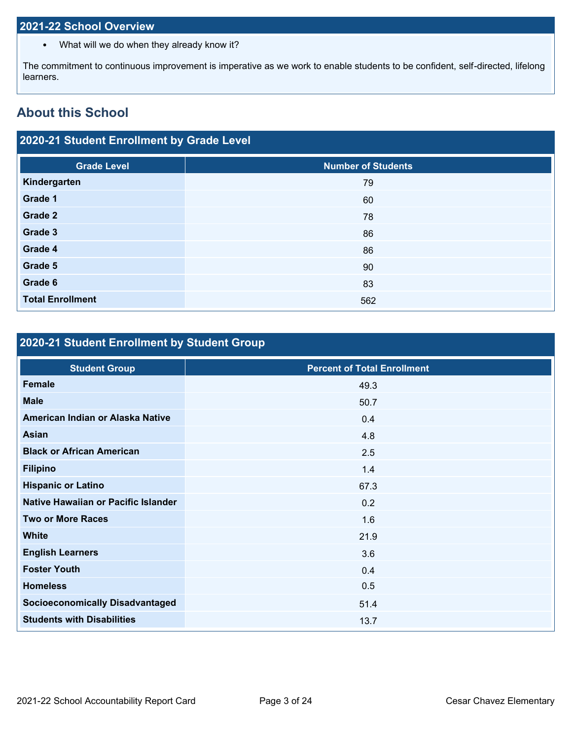## 2021-22 School Overview

- What will we do when they already know it?

The commitment to continuous improvement is imperative as we work to enable students to be confident, self-directed, lifelong learners.

# About this School

## 2020-21 Student Enrollment by Grade Level

| Grade Level | Number of Students |
|---|---|
| **Kindergarten** | 79 |
| **Grade 1** | 60 |
| **Grade 2** | 78 |
| **Grade 3** | 86 |
| **Grade 4** | 86 |
| **Grade 5** | 90 |
| **Grade 6** | 83 |
| **Total Enrollment** | 562 |

## 2020-21 Student Enrollment by Student Group

| Student Group | Percent of Total Enrollment |
|---|---|
| **Female** | 49.3 |
| **Male** | 50.7 |
| **American Indian or Alaska Native** | 0.4 |
| **Asian** | 4.8 |
| **Black or African American** | 2.5 |
| **Filipino** | 1.4 |
| **Hispanic or Latino** | 67.3 |
| **Native Hawaiian or Pacific Islander** | 0.2 |
| **Two or More Races** | 1.6 |
| **White** | 21.9 |
| **English Learners** | 3.6 |
| **Foster Youth** | 0.4 |
| **Homeless** | 0.5 |
| **Socioeconomically Disadvantaged** | 51.4 |
| **Students with Disabilities** | 13.7 |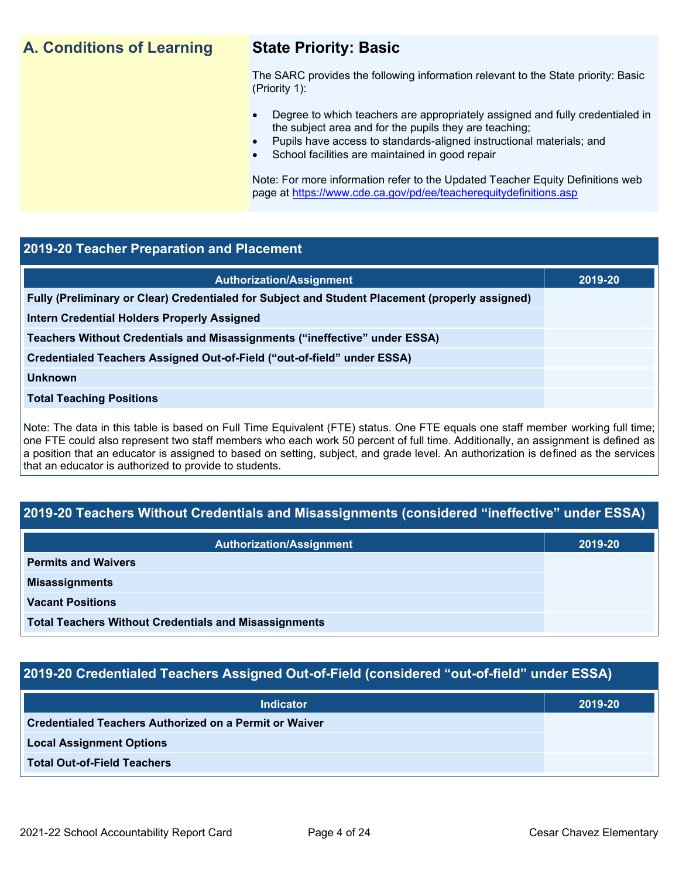## A. Conditions of Learning

### State Priority: Basic

The SARC provides the following information relevant to the State priority: Basic (Priority 1):

- Degree to which teachers are appropriately assigned and fully credentialed in the subject area and for the pupils they are teaching;
- Pupils have access to standards-aligned instructional materials; and
- School facilities are maintained in good repair

Note: For more information refer to the Updated Teacher Equity Definitions web page at https://www.cde.ca.gov/pd/ee/teacherequitydefinitions.asp

## 2019-20 Teacher Preparation and Placement

| Authorization/Assignment | 2019-20 |
|---|---|
| Fully (Preliminary or Clear) Credentialed for Subject and Student Placement (properly assigned) | |
| Intern Credential Holders Properly Assigned | |
| Teachers Without Credentials and Misassignments ("ineffective" under ESSA) | |
| Credentialed Teachers Assigned Out-of-Field ("out-of-field" under ESSA) | |
| Unknown | |
| Total Teaching Positions | |

Note: The data in this table is based on Full Time Equivalent (FTE) status. One FTE equals one staff member working full time; one FTE could also represent two staff members who each work 50 percent of full time. Additionally, an assignment is defined as a position that an educator is assigned to based on setting, subject, and grade level. An authorization is defined as the services that an educator is authorized to provide to students.

## 2019-20 Teachers Without Credentials and Misassignments (considered "ineffective" under ESSA)

| Authorization/Assignment | 2019-20 |
|---|---|
| Permits and Waivers | |
| Misassignments | |
| Vacant Positions | |
| Total Teachers Without Credentials and Misassignments | |

## 2019-20 Credentialed Teachers Assigned Out-of-Field (considered "out-of-field" under ESSA)

| Indicator | 2019-20 |
|---|---|
| Credentialed Teachers Authorized on a Permit or Waiver | |
| Local Assignment Options | |
| Total Out-of-Field Teachers | |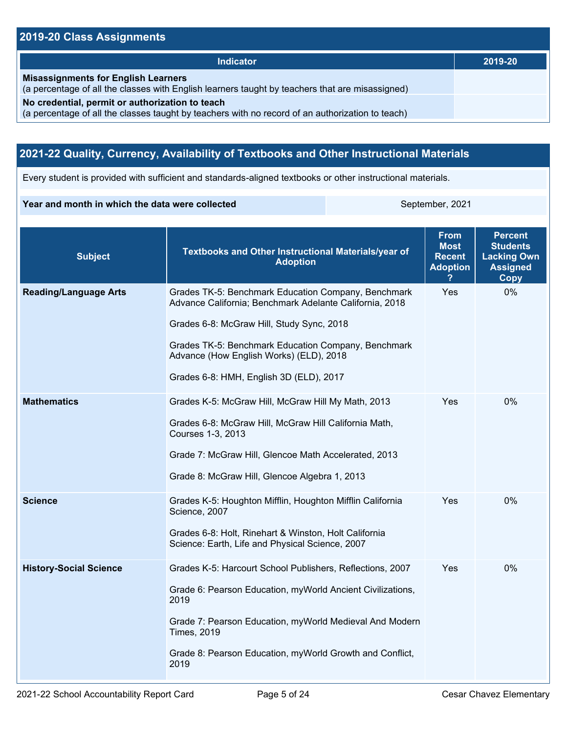## 2019-20 Class Assignments

| Indicator | 2019-20 |
| --- | --- |
| **Misassignments for English Learners**<br>(a percentage of all the classes with English learners taught by teachers that are misassigned) | |
| **No credential, permit or authorization to teach**<br>(a percentage of all the classes taught by teachers with no record of an authorization to teach) | |

## 2021-22 Quality, Currency, Availability of Textbooks and Other Instructional Materials

Every student is provided with sufficient and standards-aligned textbooks or other instructional materials.

| **Year and month in which the data were collected** | September, 2021 |
| --- | --- |

| Subject | Textbooks and Other Instructional Materials/year of Adoption | From Most Recent Adoption ? | Percent Students Lacking Own Assigned Copy |
| --- | --- | --- | --- |
| **Reading/Language Arts** | Grades TK-5: Benchmark Education Company, Benchmark Advance California; Benchmark Adelante California, 2018<br><br>Grades 6-8: McGraw Hill, Study Sync, 2018<br><br>Grades TK-5: Benchmark Education Company, Benchmark Advance (How English Works) (ELD), 2018<br><br>Grades 6-8: HMH, English 3D (ELD), 2017 | Yes | 0% |
| **Mathematics** | Grades K-5: McGraw Hill, McGraw Hill My Math, 2013<br><br>Grades 6-8: McGraw Hill, McGraw Hill California Math, Courses 1-3, 2013<br><br>Grade 7: McGraw Hill, Glencoe Math Accelerated, 2013<br><br>Grade 8: McGraw Hill, Glencoe Algebra 1, 2013 | Yes | 0% |
| **Science** | Grades K-5: Houghton Mifflin, Houghton Mifflin California Science, 2007<br><br>Grades 6-8: Holt, Rinehart & Winston, Holt California Science: Earth, Life and Physical Science, 2007 | Yes | 0% |
| **History-Social Science** | Grades K-5: Harcourt School Publishers, Reflections, 2007<br><br>Grade 6: Pearson Education, myWorld Ancient Civilizations, 2019<br><br>Grade 7: Pearson Education, myWorld Medieval And Modern Times, 2019<br><br>Grade 8: Pearson Education, myWorld Growth and Conflict, 2019 | Yes | 0% |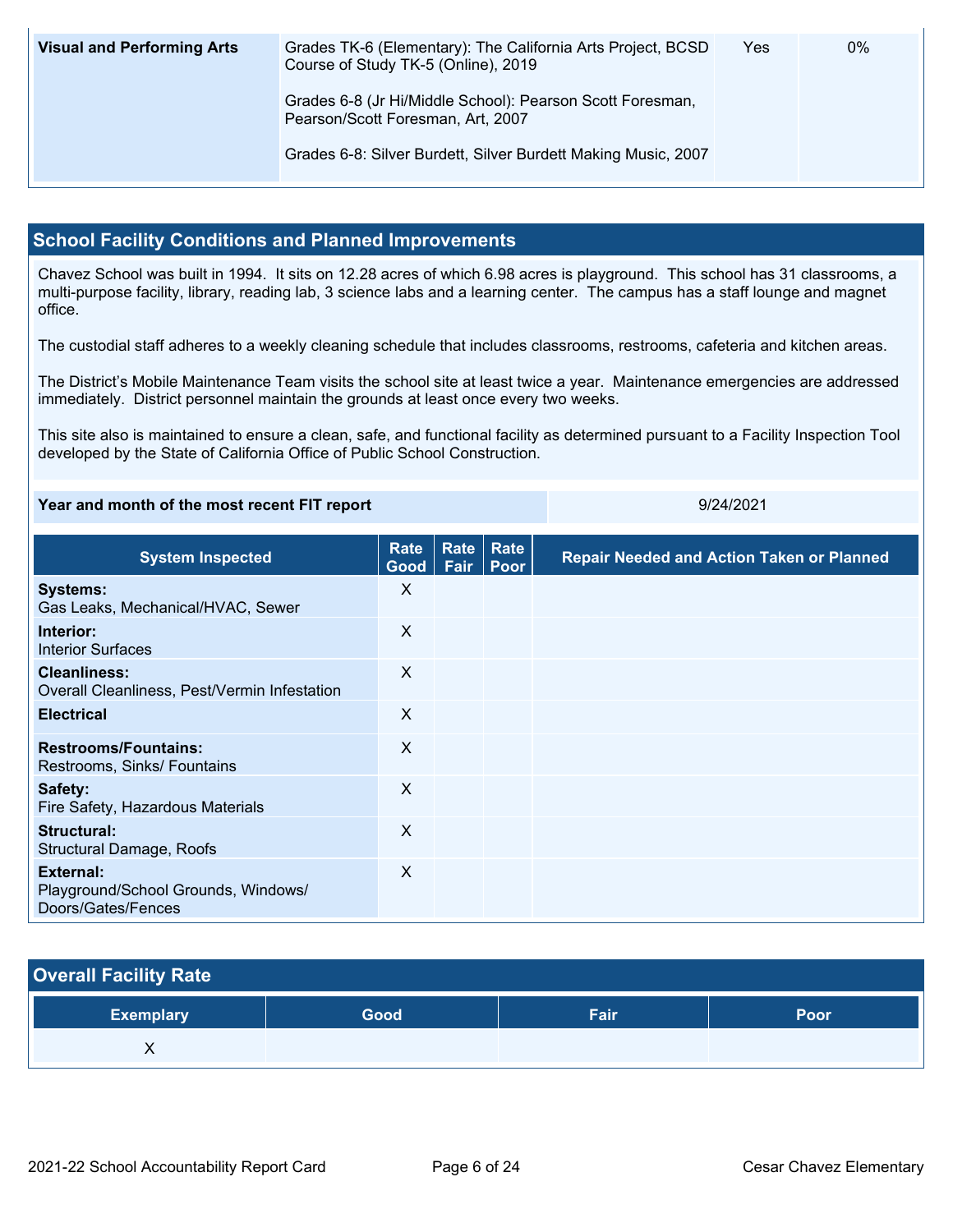| Visual and Performing Arts | Grades TK-6 (Elementary): The California Arts Project, BCSD Course of Study TK-5 (Online), 2019<br><br>Grades 6-8 (Jr Hi/Middle School): Pearson Scott Foresman, Pearson/Scott Foresman, Art, 2007<br><br>Grades 6-8: Silver Burdett, Silver Burdett Making Music, 2007 | Yes | 0% |
|---|---|---|---|

## School Facility Conditions and Planned Improvements

Chavez School was built in 1994. It sits on 12.28 acres of which 6.98 acres is playground. This school has 31 classrooms, a multi-purpose facility, library, reading lab, 3 science labs and a learning center. The campus has a staff lounge and magnet office.

The custodial staff adheres to a weekly cleaning schedule that includes classrooms, restrooms, cafeteria and kitchen areas.

The District's Mobile Maintenance Team visits the school site at least twice a year. Maintenance emergencies are addressed immediately. District personnel maintain the grounds at least once every two weeks.

This site also is maintained to ensure a clean, safe, and functional facility as determined pursuant to a Facility Inspection Tool developed by the State of California Office of Public School Construction.

| Year and month of the most recent FIT report | 9/24/2021 |
|---|---|

| System Inspected | Rate Good | Rate Fair | Rate Poor | Repair Needed and Action Taken or Planned |
|---|---|---|---|---|
| **Systems:**<br>Gas Leaks, Mechanical/HVAC, Sewer | X | | | |
| **Interior:**<br>Interior Surfaces | X | | | |
| **Cleanliness:**<br>Overall Cleanliness, Pest/Vermin Infestation | X | | | |
| **Electrical** | X | | | |
| **Restrooms/Fountains:**<br>Restrooms, Sinks/ Fountains | X | | | |
| **Safety:**<br>Fire Safety, Hazardous Materials | X | | | |
| **Structural:**<br>Structural Damage, Roofs | X | | | |
| **External:**<br>Playground/School Grounds, Windows/ Doors/Gates/Fences | X | | | |

## Overall Facility Rate

| Exemplary | Good | Fair | Poor |
|---|---|---|---|
| X | | | |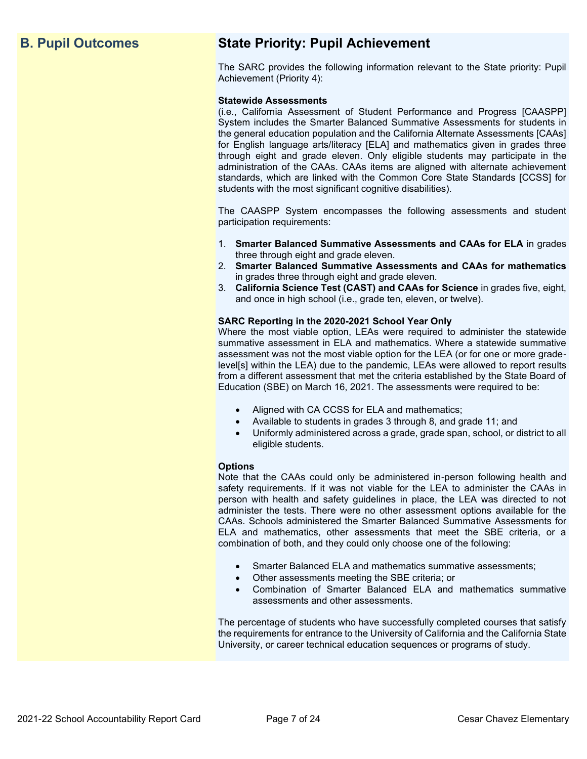## B. Pupil Outcomes

## State Priority: Pupil Achievement

The SARC provides the following information relevant to the State priority: Pupil Achievement (Priority 4):

**Statewide Assessments**
(i.e., California Assessment of Student Performance and Progress [CAASPP] System includes the Smarter Balanced Summative Assessments for students in the general education population and the California Alternate Assessments [CAAs] for English language arts/literacy [ELA] and mathematics given in grades three through eight and grade eleven. Only eligible students may participate in the administration of the CAAs. CAAs items are aligned with alternate achievement standards, which are linked with the Common Core State Standards [CCSS] for students with the most significant cognitive disabilities).

The CAASPP System encompasses the following assessments and student participation requirements:

1. **Smarter Balanced Summative Assessments and CAAs for ELA** in grades three through eight and grade eleven.
2. **Smarter Balanced Summative Assessments and CAAs for mathematics** in grades three through eight and grade eleven.
3. **California Science Test (CAST) and CAAs for Science** in grades five, eight, and once in high school (i.e., grade ten, eleven, or twelve).

**SARC Reporting in the 2020-2021 School Year Only**
Where the most viable option, LEAs were required to administer the statewide summative assessment in ELA and mathematics. Where a statewide summative assessment was not the most viable option for the LEA (or for one or more grade-level[s] within the LEA) due to the pandemic, LEAs were allowed to report results from a different assessment that met the criteria established by the State Board of Education (SBE) on March 16, 2021. The assessments were required to be:

- Aligned with CA CCSS for ELA and mathematics;
- Available to students in grades 3 through 8, and grade 11; and
- Uniformly administered across a grade, grade span, school, or district to all eligible students.

**Options**
Note that the CAAs could only be administered in-person following health and safety requirements. If it was not viable for the LEA to administer the CAAs in person with health and safety guidelines in place, the LEA was directed to not administer the tests. There were no other assessment options available for the CAAs. Schools administered the Smarter Balanced Summative Assessments for ELA and mathematics, other assessments that meet the SBE criteria, or a combination of both, and they could only choose one of the following:

- Smarter Balanced ELA and mathematics summative assessments;
- Other assessments meeting the SBE criteria; or
- Combination of Smarter Balanced ELA and mathematics summative assessments and other assessments.

The percentage of students who have successfully completed courses that satisfy the requirements for entrance to the University of California and the California State University, or career technical education sequences or programs of study.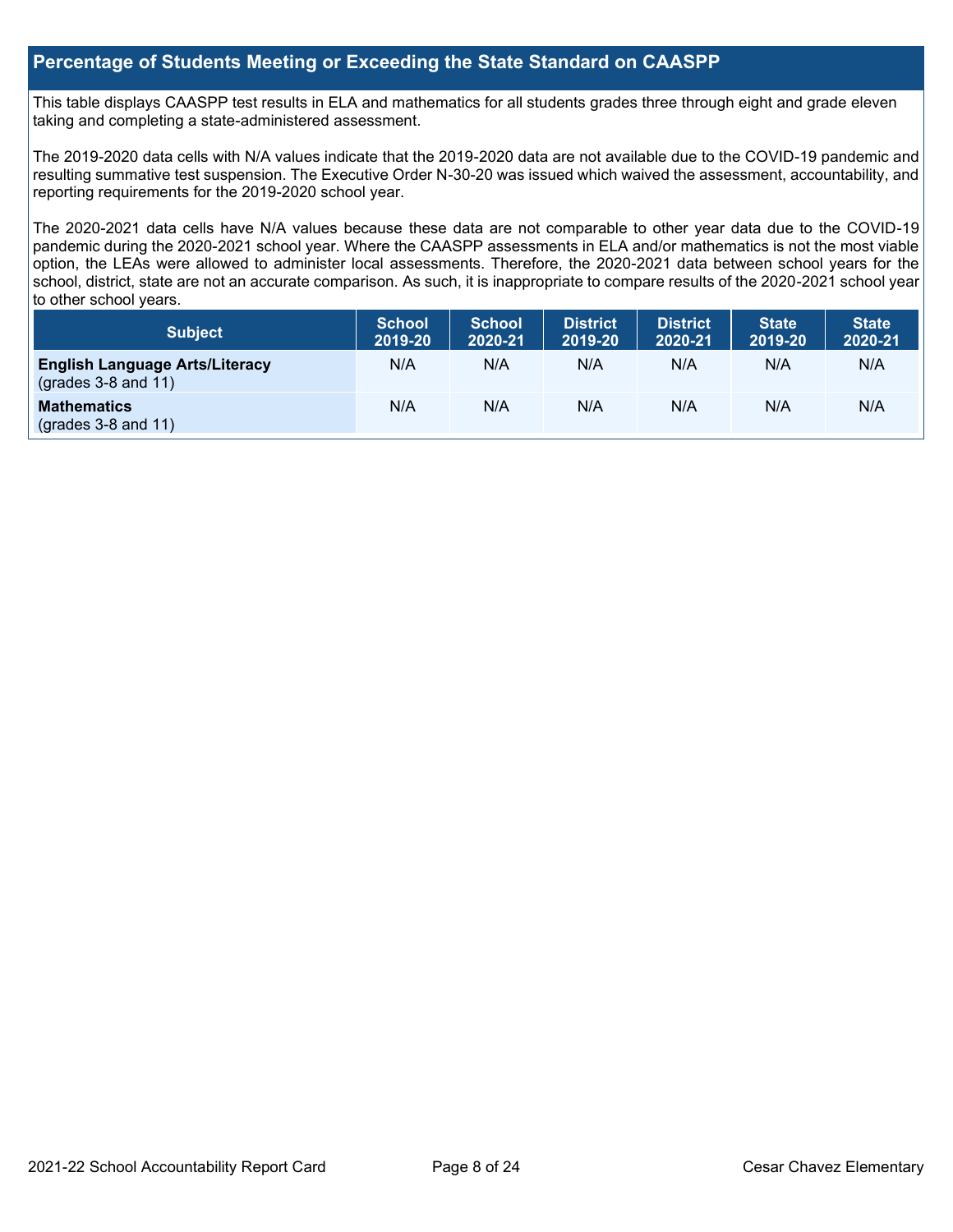## Percentage of Students Meeting or Exceeding the State Standard on CAASPP

This table displays CAASPP test results in ELA and mathematics for all students grades three through eight and grade eleven taking and completing a state-administered assessment.

The 2019-2020 data cells with N/A values indicate that the 2019-2020 data are not available due to the COVID-19 pandemic and resulting summative test suspension. The Executive Order N-30-20 was issued which waived the assessment, accountability, and reporting requirements for the 2019-2020 school year.

The 2020-2021 data cells have N/A values because these data are not comparable to other year data due to the COVID-19 pandemic during the 2020-2021 school year. Where the CAASPP assessments in ELA and/or mathematics is not the most viable option, the LEAs were allowed to administer local assessments. Therefore, the 2020-2021 data between school years for the school, district, state are not an accurate comparison. As such, it is inappropriate to compare results of the 2020-2021 school year to other school years.

| Subject | School 2019-20 | School 2020-21 | District 2019-20 | District 2020-21 | State 2019-20 | State 2020-21 |
|---|---|---|---|---|---|---|
| **English Language Arts/Literacy** (grades 3-8 and 11) | N/A | N/A | N/A | N/A | N/A | N/A |
| **Mathematics** (grades 3-8 and 11) | N/A | N/A | N/A | N/A | N/A | N/A |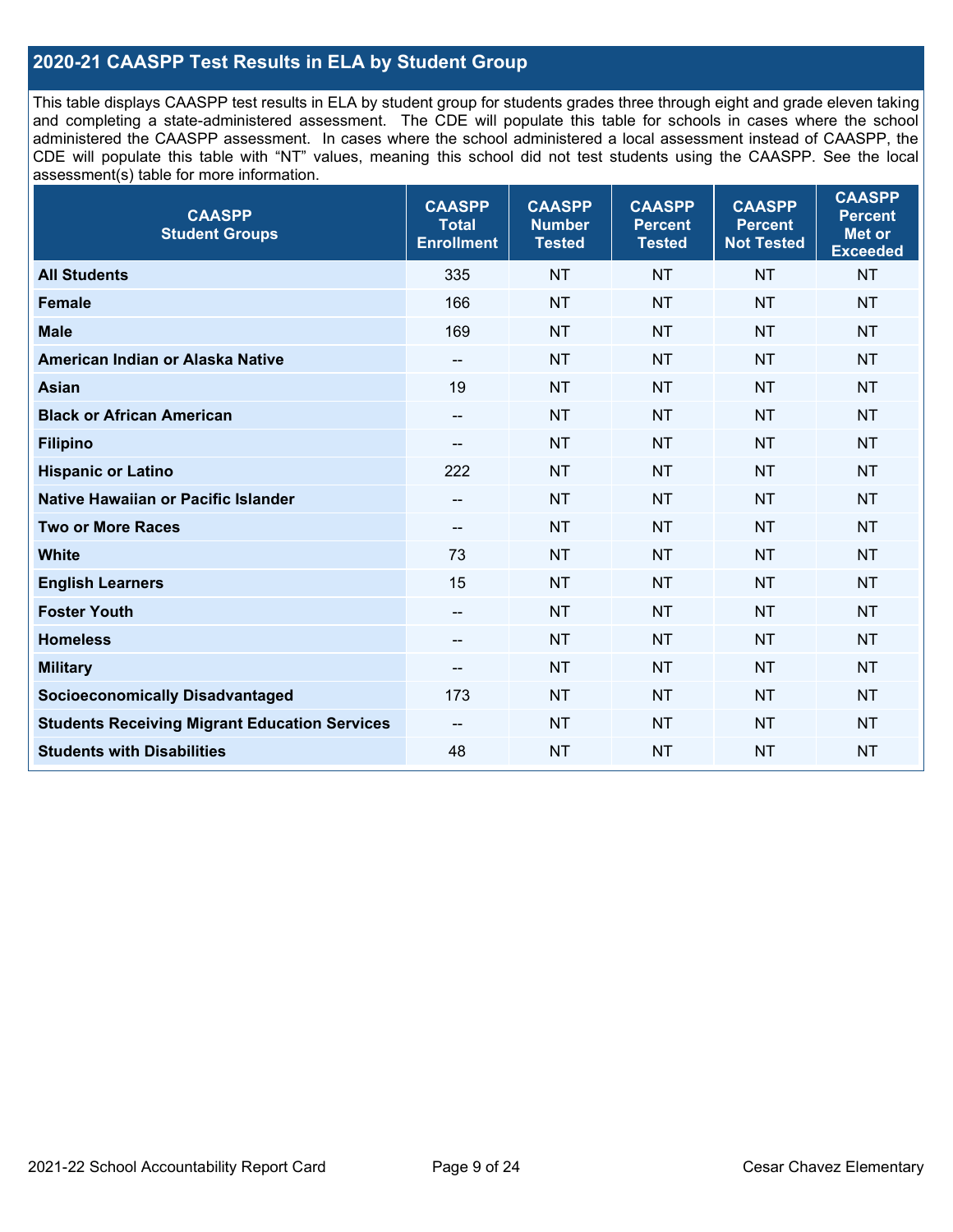## 2020-21 CAASPP Test Results in ELA by Student Group

This table displays CAASPP test results in ELA by student group for students grades three through eight and grade eleven taking and completing a state-administered assessment. The CDE will populate this table for schools in cases where the school administered the CAASPP assessment. In cases where the school administered a local assessment instead of CAASPP, the CDE will populate this table with "NT" values, meaning this school did not test students using the CAASPP. See the local assessment(s) table for more information.

| CAASPP Student Groups | CAASPP Total Enrollment | CAASPP Number Tested | CAASPP Percent Tested | CAASPP Percent Not Tested | CAASPP Percent Met or Exceeded |
|---|---|---|---|---|---|
| **All Students** | 335 | NT | NT | NT | NT |
| **Female** | 166 | NT | NT | NT | NT |
| **Male** | 169 | NT | NT | NT | NT |
| **American Indian or Alaska Native** | -- | NT | NT | NT | NT |
| **Asian** | 19 | NT | NT | NT | NT |
| **Black or African American** | -- | NT | NT | NT | NT |
| **Filipino** | -- | NT | NT | NT | NT |
| **Hispanic or Latino** | 222 | NT | NT | NT | NT |
| **Native Hawaiian or Pacific Islander** | -- | NT | NT | NT | NT |
| **Two or More Races** | -- | NT | NT | NT | NT |
| **White** | 73 | NT | NT | NT | NT |
| **English Learners** | 15 | NT | NT | NT | NT |
| **Foster Youth** | -- | NT | NT | NT | NT |
| **Homeless** | -- | NT | NT | NT | NT |
| **Military** | -- | NT | NT | NT | NT |
| **Socioeconomically Disadvantaged** | 173 | NT | NT | NT | NT |
| **Students Receiving Migrant Education Services** | -- | NT | NT | NT | NT |
| **Students with Disabilities** | 48 | NT | NT | NT | NT |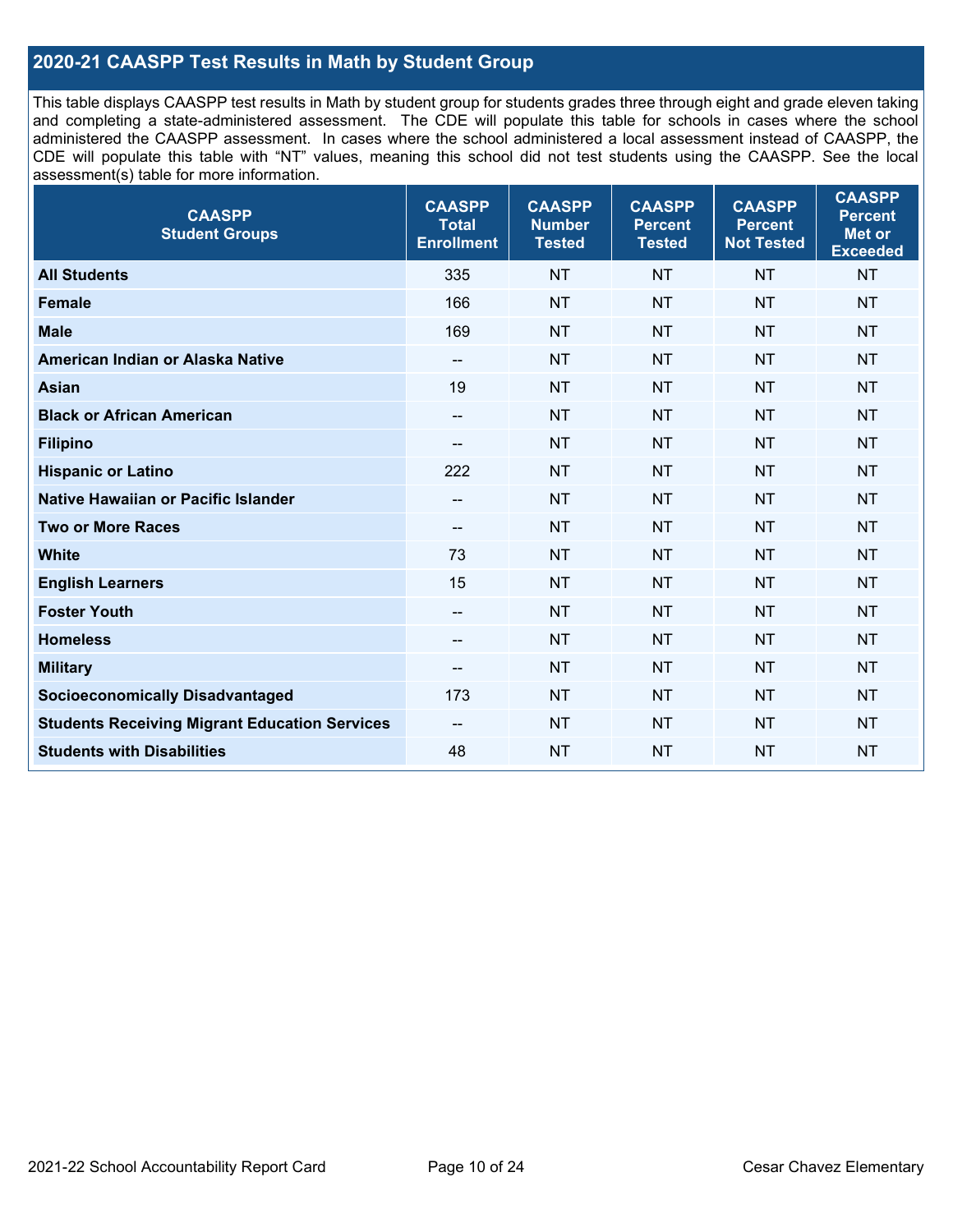## 2020-21 CAASPP Test Results in Math by Student Group

This table displays CAASPP test results in Math by student group for students grades three through eight and grade eleven taking and completing a state-administered assessment. The CDE will populate this table for schools in cases where the school administered the CAASPP assessment. In cases where the school administered a local assessment instead of CAASPP, the CDE will populate this table with "NT" values, meaning this school did not test students using the CAASPP. See the local assessment(s) table for more information.

| CAASPP Student Groups | CAASPP Total Enrollment | CAASPP Number Tested | CAASPP Percent Tested | CAASPP Percent Not Tested | CAASPP Percent Met or Exceeded |
|---|---|---|---|---|---|
| **All Students** | 335 | NT | NT | NT | NT |
| **Female** | 166 | NT | NT | NT | NT |
| **Male** | 169 | NT | NT | NT | NT |
| **American Indian or Alaska Native** | -- | NT | NT | NT | NT |
| **Asian** | 19 | NT | NT | NT | NT |
| **Black or African American** | -- | NT | NT | NT | NT |
| **Filipino** | -- | NT | NT | NT | NT |
| **Hispanic or Latino** | 222 | NT | NT | NT | NT |
| **Native Hawaiian or Pacific Islander** | -- | NT | NT | NT | NT |
| **Two or More Races** | -- | NT | NT | NT | NT |
| **White** | 73 | NT | NT | NT | NT |
| **English Learners** | 15 | NT | NT | NT | NT |
| **Foster Youth** | -- | NT | NT | NT | NT |
| **Homeless** | -- | NT | NT | NT | NT |
| **Military** | -- | NT | NT | NT | NT |
| **Socioeconomically Disadvantaged** | 173 | NT | NT | NT | NT |
| **Students Receiving Migrant Education Services** | -- | NT | NT | NT | NT |
| **Students with Disabilities** | 48 | NT | NT | NT | NT |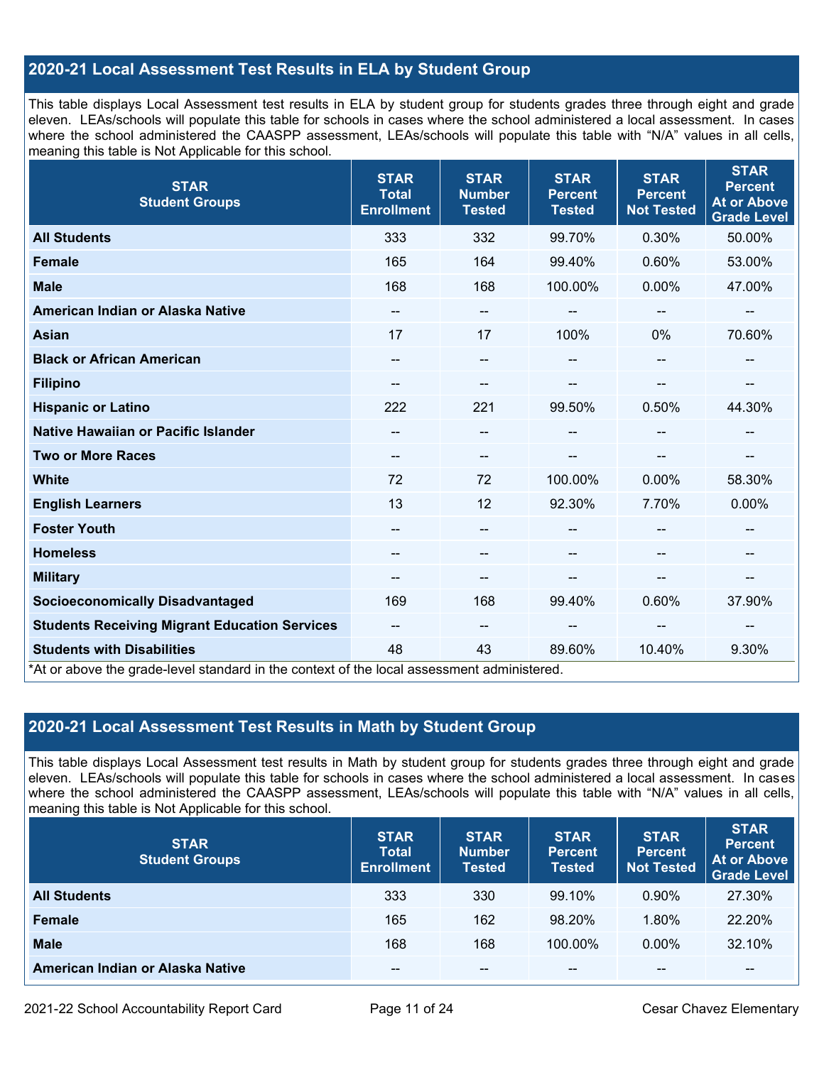## 2020-21 Local Assessment Test Results in ELA by Student Group

This table displays Local Assessment test results in ELA by student group for students grades three through eight and grade eleven. LEAs/schools will populate this table for schools in cases where the school administered a local assessment. In cases where the school administered the CAASPP assessment, LEAs/schools will populate this table with "N/A" values in all cells, meaning this table is Not Applicable for this school.

| STAR Student Groups | STAR Total Enrollment | STAR Number Tested | STAR Percent Tested | STAR Percent Not Tested | STAR Percent At or Above Grade Level |
|---|---|---|---|---|---|
| **All Students** | 333 | 332 | 99.70% | 0.30% | 50.00% |
| **Female** | 165 | 164 | 99.40% | 0.60% | 53.00% |
| **Male** | 168 | 168 | 100.00% | 0.00% | 47.00% |
| **American Indian or Alaska Native** | -- | -- | -- | -- | -- |
| **Asian** | 17 | 17 | 100% | 0% | 70.60% |
| **Black or African American** | -- | -- | -- | -- | -- |
| **Filipino** | -- | -- | -- | -- | -- |
| **Hispanic or Latino** | 222 | 221 | 99.50% | 0.50% | 44.30% |
| **Native Hawaiian or Pacific Islander** | -- | -- | -- | -- | -- |
| **Two or More Races** | -- | -- | -- | -- | -- |
| **White** | 72 | 72 | 100.00% | 0.00% | 58.30% |
| **English Learners** | 13 | 12 | 92.30% | 7.70% | 0.00% |
| **Foster Youth** | -- | -- | -- | -- | -- |
| **Homeless** | -- | -- | -- | -- | -- |
| **Military** | -- | -- | -- | -- | -- |
| **Socioeconomically Disadvantaged** | 169 | 168 | 99.40% | 0.60% | 37.90% |
| **Students Receiving Migrant Education Services** | -- | -- | -- | -- | -- |
| **Students with Disabilities** | 48 | 43 | 89.60% | 10.40% | 9.30% |

*At or above the grade-level standard in the context of the local assessment administered.

## 2020-21 Local Assessment Test Results in Math by Student Group

This table displays Local Assessment test results in Math by student group for students grades three through eight and grade eleven. LEAs/schools will populate this table for schools in cases where the school administered a local assessment. In cases where the school administered the CAASPP assessment, LEAs/schools will populate this table with "N/A" values in all cells, meaning this table is Not Applicable for this school.

| STAR Student Groups | STAR Total Enrollment | STAR Number Tested | STAR Percent Tested | STAR Percent Not Tested | STAR Percent At or Above Grade Level |
|---|---|---|---|---|---|
| **All Students** | 333 | 330 | 99.10% | 0.90% | 27.30% |
| **Female** | 165 | 162 | 98.20% | 1.80% | 22.20% |
| **Male** | 168 | 168 | 100.00% | 0.00% | 32.10% |
| **American Indian or Alaska Native** | -- | -- | -- | -- | -- |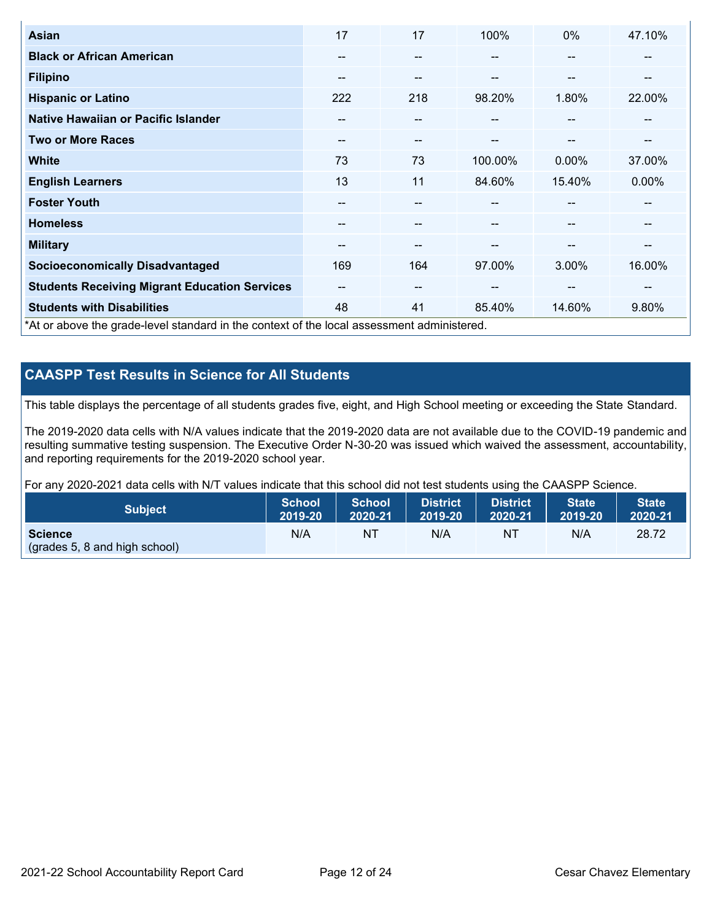| | | | | | |
|---|---|---|---|---|---|
| **Asian** | 17 | 17 | 100% | 0% | 47.10% |
| **Black or African American** | -- | -- | -- | -- | -- |
| **Filipino** | -- | -- | -- | -- | -- |
| **Hispanic or Latino** | 222 | 218 | 98.20% | 1.80% | 22.00% |
| **Native Hawaiian or Pacific Islander** | -- | -- | -- | -- | -- |
| **Two or More Races** | -- | -- | -- | -- | -- |
| **White** | 73 | 73 | 100.00% | 0.00% | 37.00% |
| **English Learners** | 13 | 11 | 84.60% | 15.40% | 0.00% |
| **Foster Youth** | -- | -- | -- | -- | -- |
| **Homeless** | -- | -- | -- | -- | -- |
| **Military** | -- | -- | -- | -- | -- |
| **Socioeconomically Disadvantaged** | 169 | 164 | 97.00% | 3.00% | 16.00% |
| **Students Receiving Migrant Education Services** | -- | -- | -- | -- | -- |
| **Students with Disabilities** | 48 | 41 | 85.40% | 14.60% | 9.80% |

*At or above the grade-level standard in the context of the local assessment administered.

## CAASPP Test Results in Science for All Students

This table displays the percentage of all students grades five, eight, and High School meeting or exceeding the State Standard.

The 2019-2020 data cells with N/A values indicate that the 2019-2020 data are not available due to the COVID-19 pandemic and resulting summative testing suspension. The Executive Order N-30-20 was issued which waived the assessment, accountability, and reporting requirements for the 2019-2020 school year.

For any 2020-2021 data cells with N/T values indicate that this school did not test students using the CAASPP Science.

| Subject | School 2019-20 | School 2020-21 | District 2019-20 | District 2020-21 | State 2019-20 | State 2020-21 |
|---|---|---|---|---|---|---|
| **Science** (grades 5, 8 and high school) | N/A | NT | N/A | NT | N/A | 28.72 |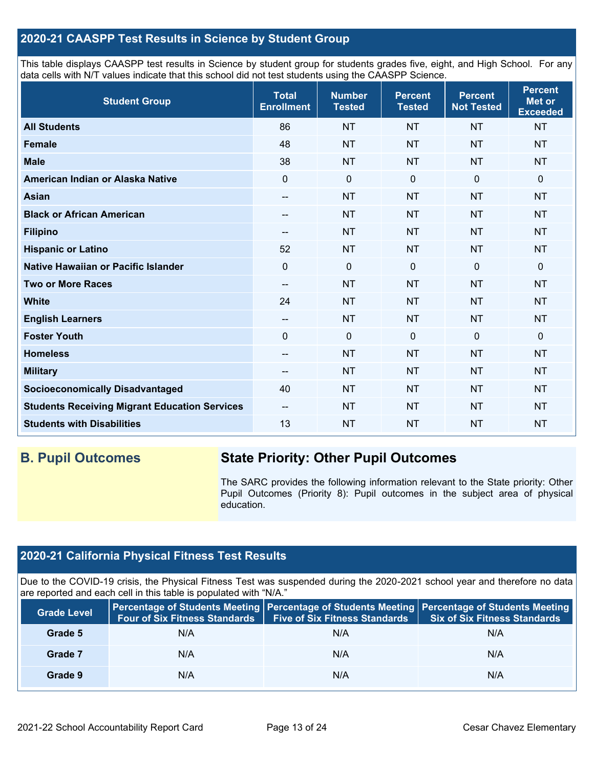## 2020-21 CAASPP Test Results in Science by Student Group

This table displays CAASPP test results in Science by student group for students grades five, eight, and High School. For any data cells with N/T values indicate that this school did not test students using the CAASPP Science.

| Student Group | Total Enrollment | Number Tested | Percent Tested | Percent Not Tested | Percent Met or Exceeded |
|---|---|---|---|---|---|
| **All Students** | 86 | NT | NT | NT | NT |
| **Female** | 48 | NT | NT | NT | NT |
| **Male** | 38 | NT | NT | NT | NT |
| **American Indian or Alaska Native** | 0 | 0 | 0 | 0 | 0 |
| **Asian** | -- | NT | NT | NT | NT |
| **Black or African American** | -- | NT | NT | NT | NT |
| **Filipino** | -- | NT | NT | NT | NT |
| **Hispanic or Latino** | 52 | NT | NT | NT | NT |
| **Native Hawaiian or Pacific Islander** | 0 | 0 | 0 | 0 | 0 |
| **Two or More Races** | -- | NT | NT | NT | NT |
| **White** | 24 | NT | NT | NT | NT |
| **English Learners** | -- | NT | NT | NT | NT |
| **Foster Youth** | 0 | 0 | 0 | 0 | 0 |
| **Homeless** | -- | NT | NT | NT | NT |
| **Military** | -- | NT | NT | NT | NT |
| **Socioeconomically Disadvantaged** | 40 | NT | NT | NT | NT |
| **Students Receiving Migrant Education Services** | -- | NT | NT | NT | NT |
| **Students with Disabilities** | 13 | NT | NT | NT | NT |

## B. Pupil Outcomes

### State Priority: Other Pupil Outcomes

The SARC provides the following information relevant to the State priority: Other Pupil Outcomes (Priority 8): Pupil outcomes in the subject area of physical education.

## 2020-21 California Physical Fitness Test Results

Due to the COVID-19 crisis, the Physical Fitness Test was suspended during the 2020-2021 school year and therefore no data are reported and each cell in this table is populated with "N/A."

| Grade Level | Percentage of Students Meeting Four of Six Fitness Standards | Percentage of Students Meeting Five of Six Fitness Standards | Percentage of Students Meeting Six of Six Fitness Standards |
|---|---|---|---|
| **Grade 5** | N/A | N/A | N/A |
| **Grade 7** | N/A | N/A | N/A |
| **Grade 9** | N/A | N/A | N/A |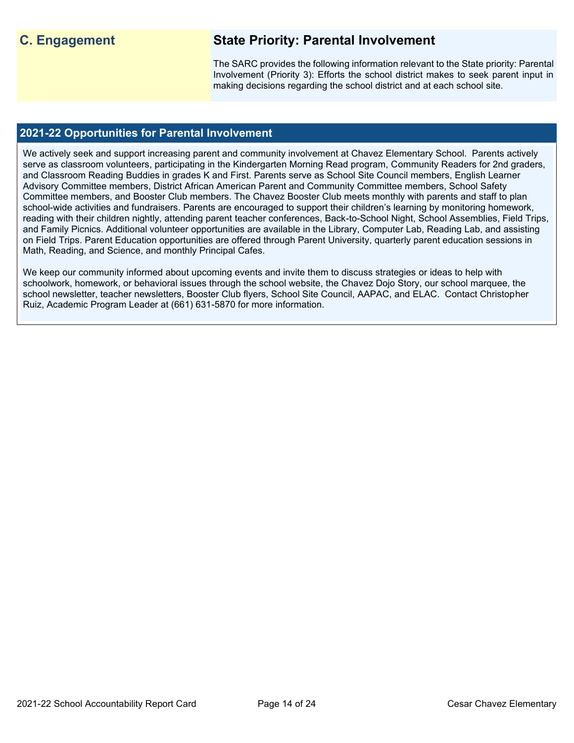## C. Engagement

### State Priority: Parental Involvement

The SARC provides the following information relevant to the State priority: Parental Involvement (Priority 3): Efforts the school district makes to seek parent input in making decisions regarding the school district and at each school site.

### 2021-22 Opportunities for Parental Involvement

We actively seek and support increasing parent and community involvement at Chavez Elementary School. Parents actively serve as classroom volunteers, participating in the Kindergarten Morning Read program, Community Readers for 2nd graders, and Classroom Reading Buddies in grades K and First. Parents serve as School Site Council members, English Learner Advisory Committee members, District African American Parent and Community Committee members, School Safety Committee members, and Booster Club members. The Chavez Booster Club meets monthly with parents and staff to plan school-wide activities and fundraisers. Parents are encouraged to support their children's learning by monitoring homework, reading with their children nightly, attending parent teacher conferences, Back-to-School Night, School Assemblies, Field Trips, and Family Picnics. Additional volunteer opportunities are available in the Library, Computer Lab, Reading Lab, and assisting on Field Trips. Parent Education opportunities are offered through Parent University, quarterly parent education sessions in Math, Reading, and Science, and monthly Principal Cafes.

We keep our community informed about upcoming events and invite them to discuss strategies or ideas to help with schoolwork, homework, or behavioral issues through the school website, the Chavez Dojo Story, our school marquee, the school newsletter, teacher newsletters, Booster Club flyers, School Site Council, AAPAC, and ELAC. Contact Christopher Ruiz, Academic Program Leader at (661) 631-5870 for more information.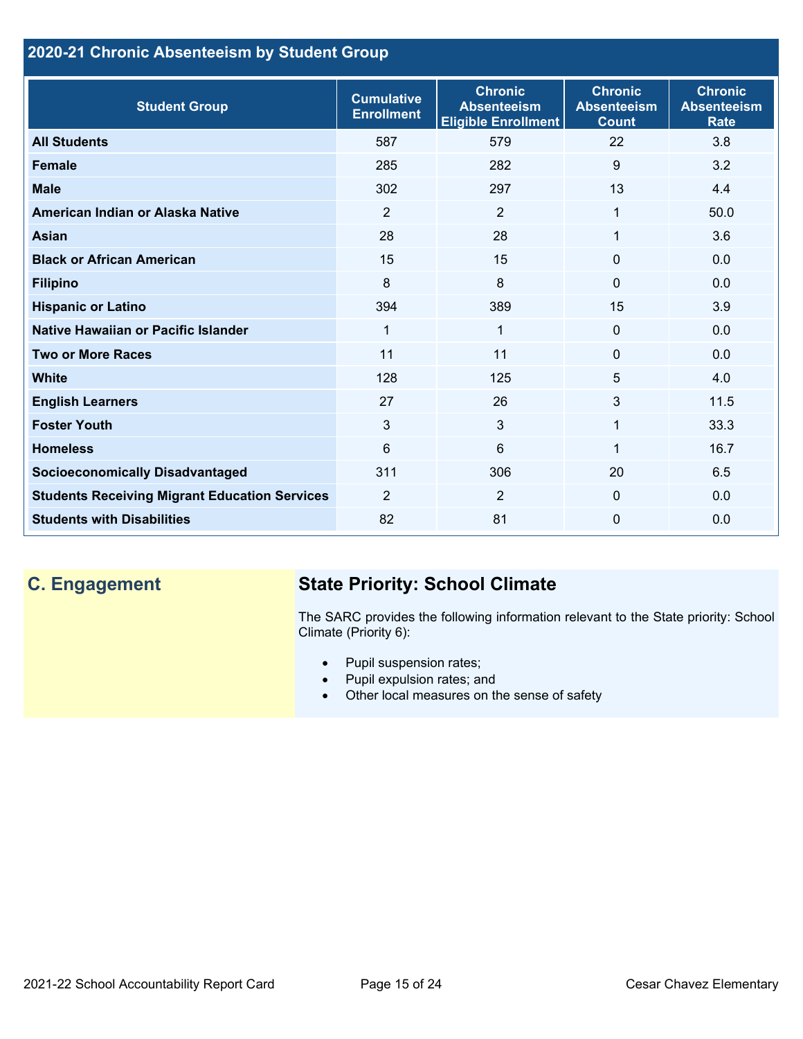## 2020-21 Chronic Absenteeism by Student Group

| Student Group | Cumulative Enrollment | Chronic Absenteeism Eligible Enrollment | Chronic Absenteeism Count | Chronic Absenteeism Rate |
|---|---|---|---|---|
| **All Students** | 587 | 579 | 22 | 3.8 |
| **Female** | 285 | 282 | 9 | 3.2 |
| **Male** | 302 | 297 | 13 | 4.4 |
| **American Indian or Alaska Native** | 2 | 2 | 1 | 50.0 |
| **Asian** | 28 | 28 | 1 | 3.6 |
| **Black or African American** | 15 | 15 | 0 | 0.0 |
| **Filipino** | 8 | 8 | 0 | 0.0 |
| **Hispanic or Latino** | 394 | 389 | 15 | 3.9 |
| **Native Hawaiian or Pacific Islander** | 1 | 1 | 0 | 0.0 |
| **Two or More Races** | 11 | 11 | 0 | 0.0 |
| **White** | 128 | 125 | 5 | 4.0 |
| **English Learners** | 27 | 26 | 3 | 11.5 |
| **Foster Youth** | 3 | 3 | 1 | 33.3 |
| **Homeless** | 6 | 6 | 1 | 16.7 |
| **Socioeconomically Disadvantaged** | 311 | 306 | 20 | 6.5 |
| **Students Receiving Migrant Education Services** | 2 | 2 | 0 | 0.0 |
| **Students with Disabilities** | 82 | 81 | 0 | 0.0 |

## C. Engagement

### State Priority: School Climate

The SARC provides the following information relevant to the State priority: School Climate (Priority 6):

- Pupil suspension rates;
- Pupil expulsion rates; and
- Other local measures on the sense of safety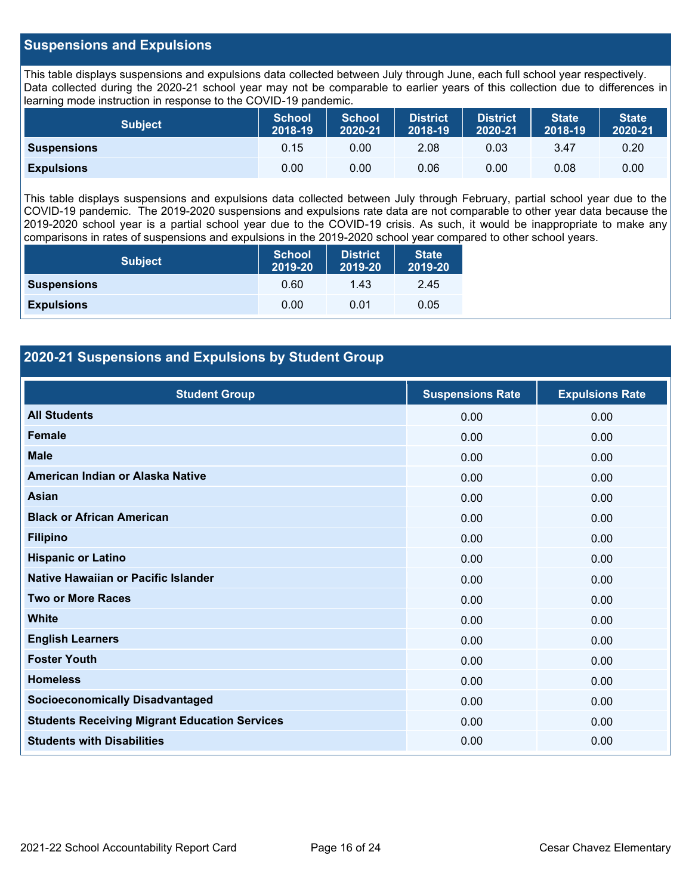## Suspensions and Expulsions

This table displays suspensions and expulsions data collected between July through June, each full school year respectively. Data collected during the 2020-21 school year may not be comparable to earlier years of this collection due to differences in learning mode instruction in response to the COVID-19 pandemic.

| Subject | School 2018-19 | School 2020-21 | District 2018-19 | District 2020-21 | State 2018-19 | State 2020-21 |
|---|---|---|---|---|---|---|
| **Suspensions** | 0.15 | 0.00 | 2.08 | 0.03 | 3.47 | 0.20 |
| **Expulsions** | 0.00 | 0.00 | 0.06 | 0.00 | 0.08 | 0.00 |

This table displays suspensions and expulsions data collected between July through February, partial school year due to the COVID-19 pandemic. The 2019-2020 suspensions and expulsions rate data are not comparable to other year data because the 2019-2020 school year is a partial school year due to the COVID-19 crisis. As such, it would be inappropriate to make any comparisons in rates of suspensions and expulsions in the 2019-2020 school year compared to other school years.

| Subject | School 2019-20 | District 2019-20 | State 2019-20 |
|---|---|---|---|
| **Suspensions** | 0.60 | 1.43 | 2.45 |
| **Expulsions** | 0.00 | 0.01 | 0.05 |

## 2020-21 Suspensions and Expulsions by Student Group

| Student Group | Suspensions Rate | Expulsions Rate |
|---|---|---|
| **All Students** | 0.00 | 0.00 |
| **Female** | 0.00 | 0.00 |
| **Male** | 0.00 | 0.00 |
| **American Indian or Alaska Native** | 0.00 | 0.00 |
| **Asian** | 0.00 | 0.00 |
| **Black or African American** | 0.00 | 0.00 |
| **Filipino** | 0.00 | 0.00 |
| **Hispanic or Latino** | 0.00 | 0.00 |
| **Native Hawaiian or Pacific Islander** | 0.00 | 0.00 |
| **Two or More Races** | 0.00 | 0.00 |
| **White** | 0.00 | 0.00 |
| **English Learners** | 0.00 | 0.00 |
| **Foster Youth** | 0.00 | 0.00 |
| **Homeless** | 0.00 | 0.00 |
| **Socioeconomically Disadvantaged** | 0.00 | 0.00 |
| **Students Receiving Migrant Education Services** | 0.00 | 0.00 |
| **Students with Disabilities** | 0.00 | 0.00 |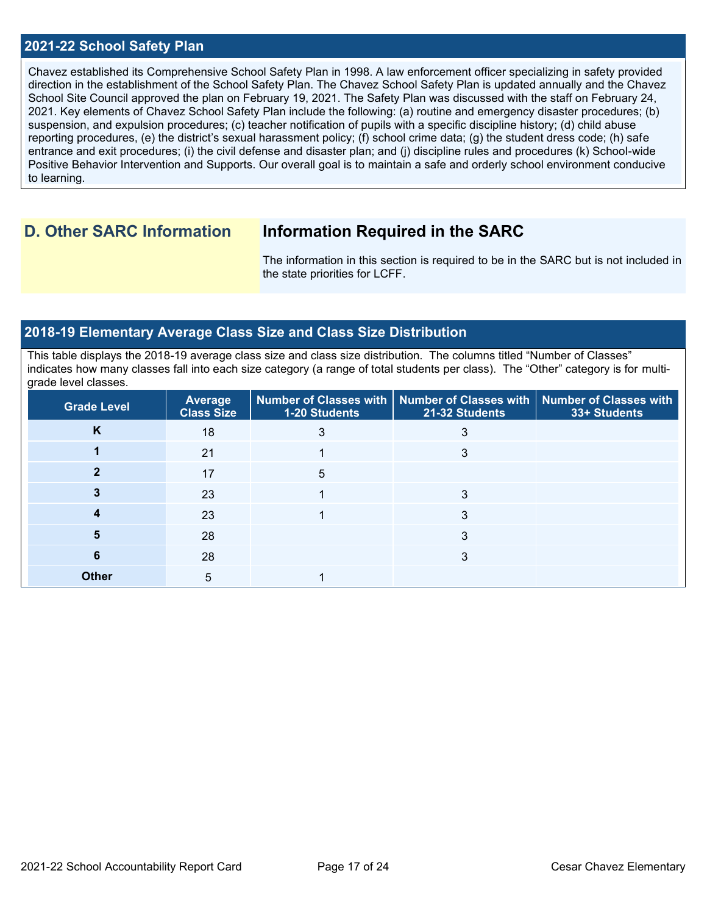## 2021-22 School Safety Plan

Chavez established its Comprehensive School Safety Plan in 1998. A law enforcement officer specializing in safety provided direction in the establishment of the School Safety Plan. The Chavez School Safety Plan is updated annually and the Chavez School Site Council approved the plan on February 19, 2021. The Safety Plan was discussed with the staff on February 24, 2021. Key elements of Chavez School Safety Plan include the following: (a) routine and emergency disaster procedures; (b) suspension, and expulsion procedures; (c) teacher notification of pupils with a specific discipline history; (d) child abuse reporting procedures, (e) the district's sexual harassment policy; (f) school crime data; (g) the student dress code; (h) safe entrance and exit procedures; (i) the civil defense and disaster plan; and (j) discipline rules and procedures (k) School-wide Positive Behavior Intervention and Supports. Our overall goal is to maintain a safe and orderly school environment conducive to learning.

## D. Other SARC Information

### Information Required in the SARC

The information in this section is required to be in the SARC but is not included in the state priorities for LCFF.

## 2018-19 Elementary Average Class Size and Class Size Distribution

This table displays the 2018-19 average class size and class size distribution. The columns titled "Number of Classes" indicates how many classes fall into each size category (a range of total students per class). The "Other" category is for multi-grade level classes.

| Grade Level | Average Class Size | Number of Classes with 1-20 Students | Number of Classes with 21-32 Students | Number of Classes with 33+ Students |
|---|---|---|---|---|
| K | 18 | 3 | 3 | |
| 1 | 21 | 1 | 3 | |
| 2 | 17 | 5 | | |
| 3 | 23 | 1 | 3 | |
| 4 | 23 | 1 | 3 | |
| 5 | 28 | | 3 | |
| 6 | 28 | | 3 | |
| Other | 5 | 1 | | |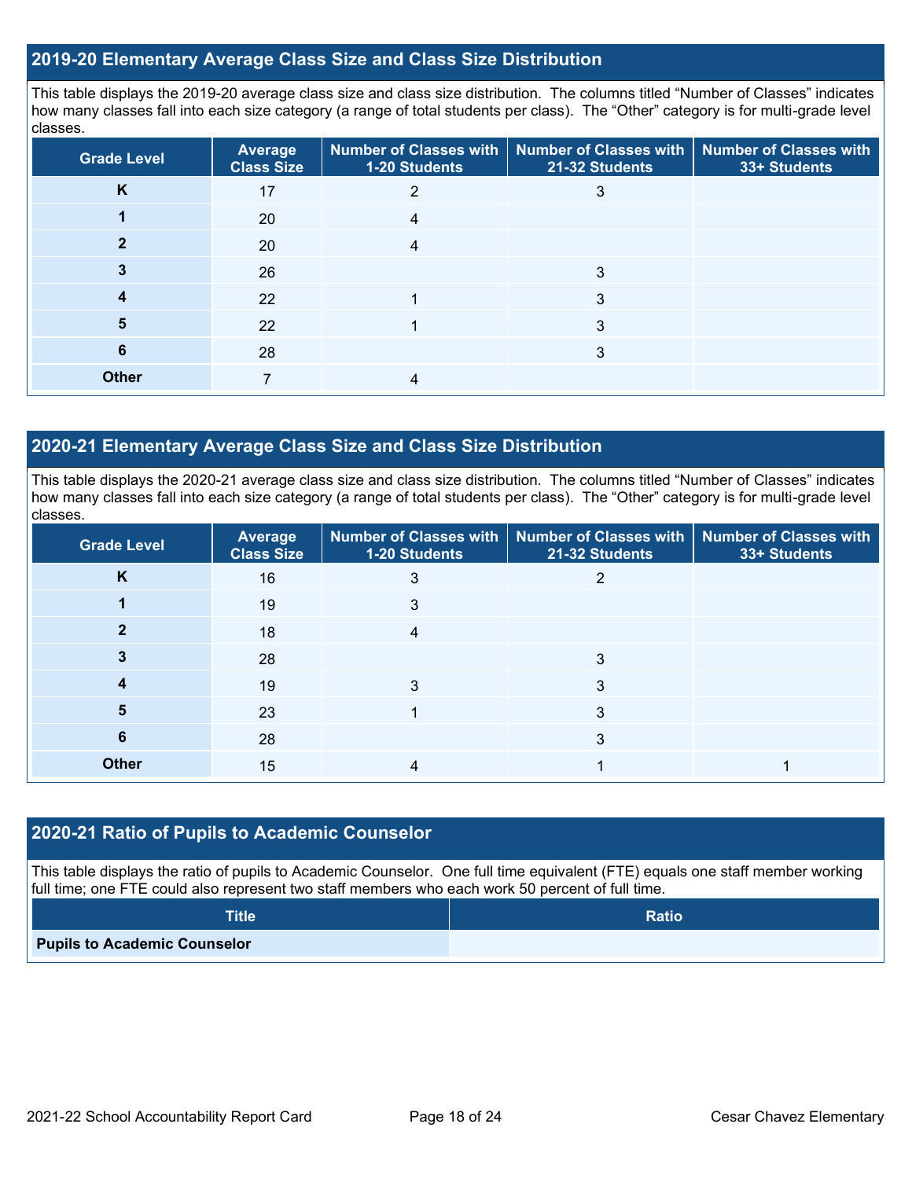## 2019-20 Elementary Average Class Size and Class Size Distribution

This table displays the 2019-20 average class size and class size distribution. The columns titled "Number of Classes" indicates how many classes fall into each size category (a range of total students per class). The "Other" category is for multi-grade level classes.

| Grade Level | Average Class Size | Number of Classes with 1-20 Students | Number of Classes with 21-32 Students | Number of Classes with 33+ Students |
|---|---|---|---|---|
| K | 17 | 2 | 3 | |
| 1 | 20 | 4 | | |
| 2 | 20 | 4 | | |
| 3 | 26 | | 3 | |
| 4 | 22 | 1 | 3 | |
| 5 | 22 | 1 | 3 | |
| 6 | 28 | | 3 | |
| Other | 7 | 4 | | |

## 2020-21 Elementary Average Class Size and Class Size Distribution

This table displays the 2020-21 average class size and class size distribution. The columns titled "Number of Classes" indicates how many classes fall into each size category (a range of total students per class). The "Other" category is for multi-grade level classes.

| Grade Level | Average Class Size | Number of Classes with 1-20 Students | Number of Classes with 21-32 Students | Number of Classes with 33+ Students |
|---|---|---|---|---|
| K | 16 | 3 | 2 | |
| 1 | 19 | 3 | | |
| 2 | 18 | 4 | | |
| 3 | 28 | | 3 | |
| 4 | 19 | 3 | 3 | |
| 5 | 23 | 1 | 3 | |
| 6 | 28 | | 3 | |
| Other | 15 | 4 | 1 | 1 |

## 2020-21 Ratio of Pupils to Academic Counselor

This table displays the ratio of pupils to Academic Counselor. One full time equivalent (FTE) equals one staff member working full time; one FTE could also represent two staff members who each work 50 percent of full time.

| Title | Ratio |
|---|---|
| Pupils to Academic Counselor | |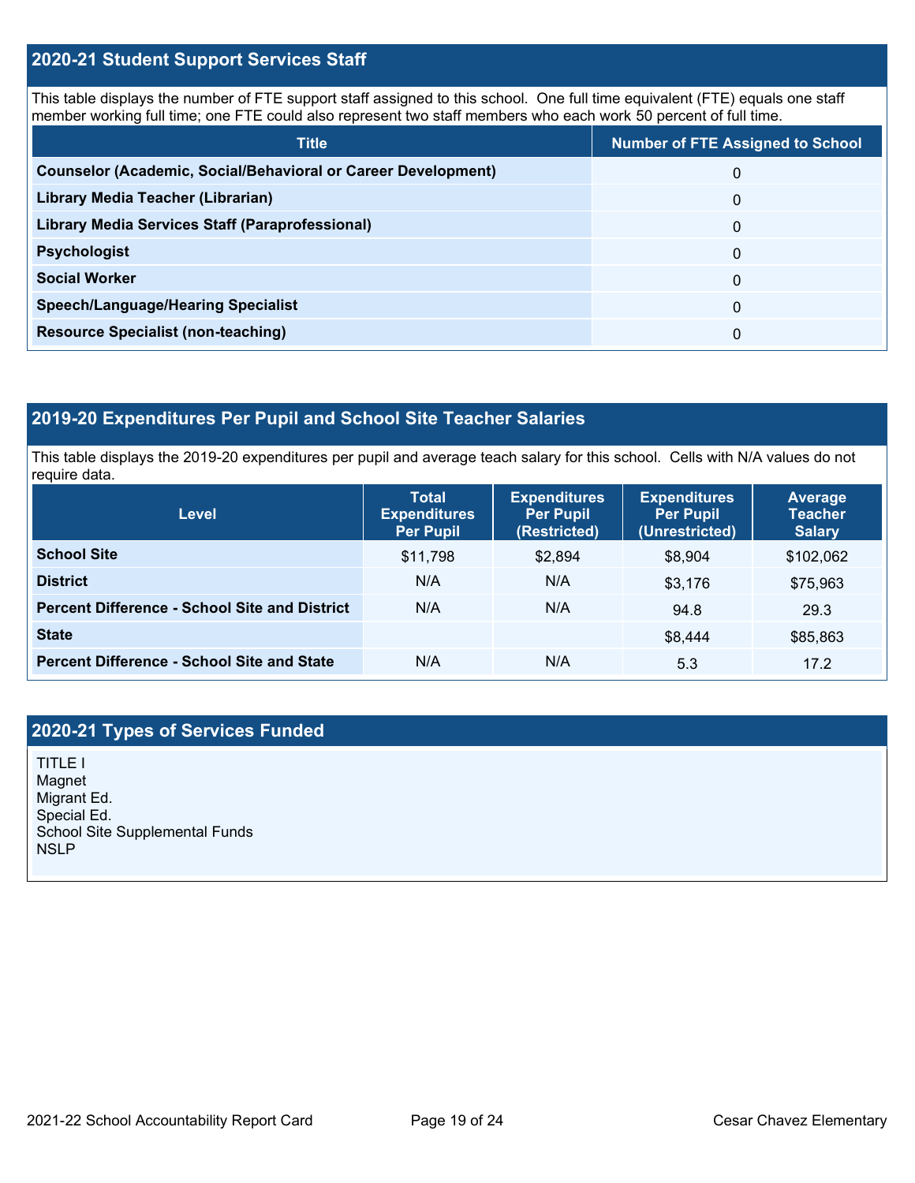## 2020-21 Student Support Services Staff

This table displays the number of FTE support staff assigned to this school. One full time equivalent (FTE) equals one staff member working full time; one FTE could also represent two staff members who each work 50 percent of full time.

| Title | Number of FTE Assigned to School |
|---|---|
| **Counselor (Academic, Social/Behavioral or Career Development)** | 0 |
| **Library Media Teacher (Librarian)** | 0 |
| **Library Media Services Staff (Paraprofessional)** | 0 |
| **Psychologist** | 0 |
| **Social Worker** | 0 |
| **Speech/Language/Hearing Specialist** | 0 |
| **Resource Specialist (non-teaching)** | 0 |

## 2019-20 Expenditures Per Pupil and School Site Teacher Salaries

This table displays the 2019-20 expenditures per pupil and average teach salary for this school. Cells with N/A values do not require data.

| Level | Total Expenditures Per Pupil | Expenditures Per Pupil (Restricted) | Expenditures Per Pupil (Unrestricted) | Average Teacher Salary |
|---|---|---|---|---|
| **School Site** | $11,798 | $2,894 | $8,904 | $102,062 |
| **District** | N/A | N/A | $3,176 | $75,963 |
| **Percent Difference - School Site and District** | N/A | N/A | 94.8 | 29.3 |
| **State** | | | $8,444 | $85,863 |
| **Percent Difference - School Site and State** | N/A | N/A | 5.3 | 17.2 |

## 2020-21 Types of Services Funded

TITLE I
Magnet
Migrant Ed.
Special Ed.
School Site Supplemental Funds
NSLP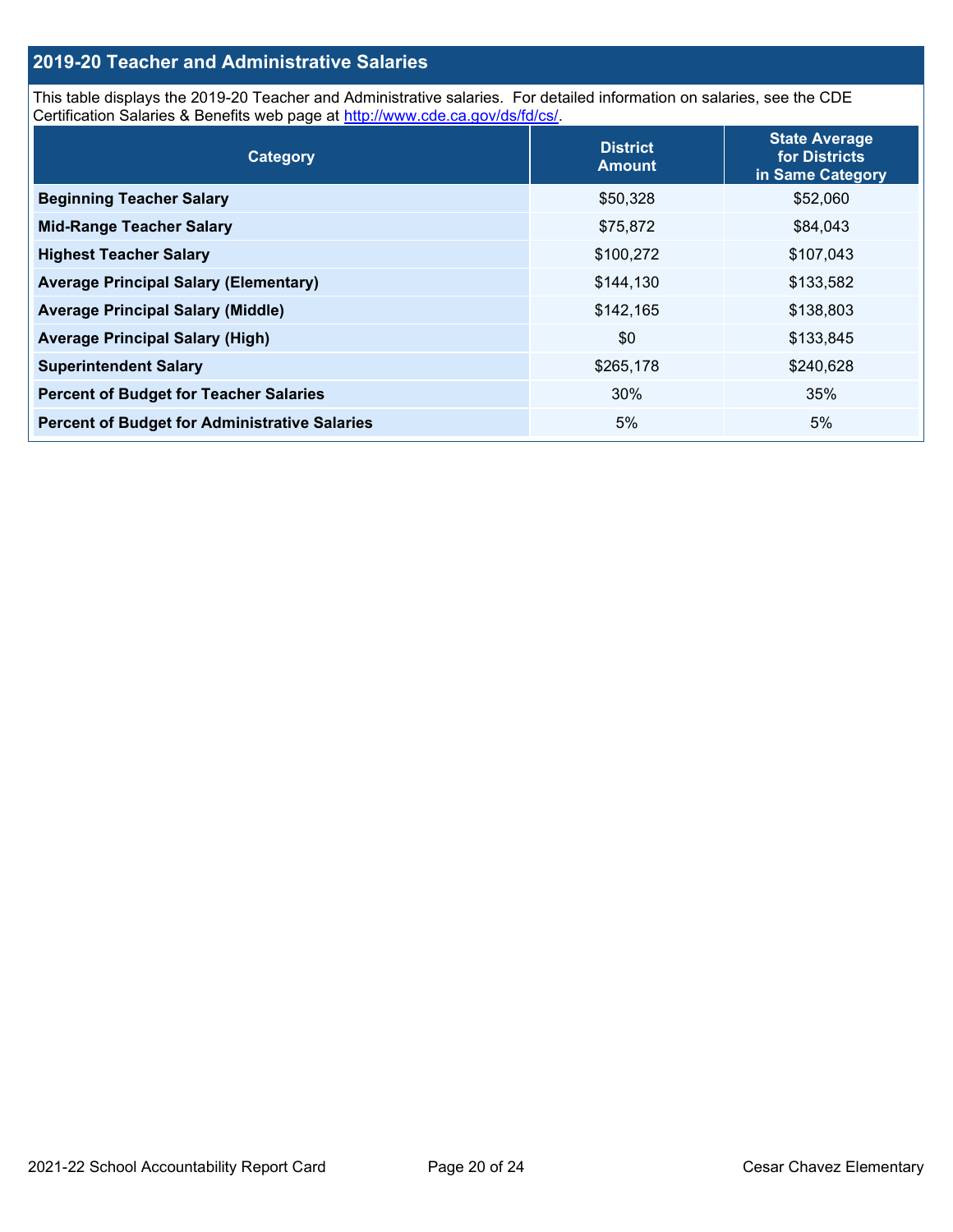## 2019-20 Teacher and Administrative Salaries

This table displays the 2019-20 Teacher and Administrative salaries.  For detailed information on salaries, see the CDE Certification Salaries & Benefits web page at http://www.cde.ca.gov/ds/fd/cs/.

| Category | District Amount | State Average for Districts in Same Category |
|---|---|---|
| **Beginning Teacher Salary** | $50,328 | $52,060 |
| **Mid-Range Teacher Salary** | $75,872 | $84,043 |
| **Highest Teacher Salary** | $100,272 | $107,043 |
| **Average Principal Salary (Elementary)** | $144,130 | $133,582 |
| **Average Principal Salary (Middle)** | $142,165 | $138,803 |
| **Average Principal Salary (High)** | $0 | $133,845 |
| **Superintendent Salary** | $265,178 | $240,628 |
| **Percent of Budget for Teacher Salaries** | 30% | 35% |
| **Percent of Budget for Administrative Salaries** | 5% | 5% |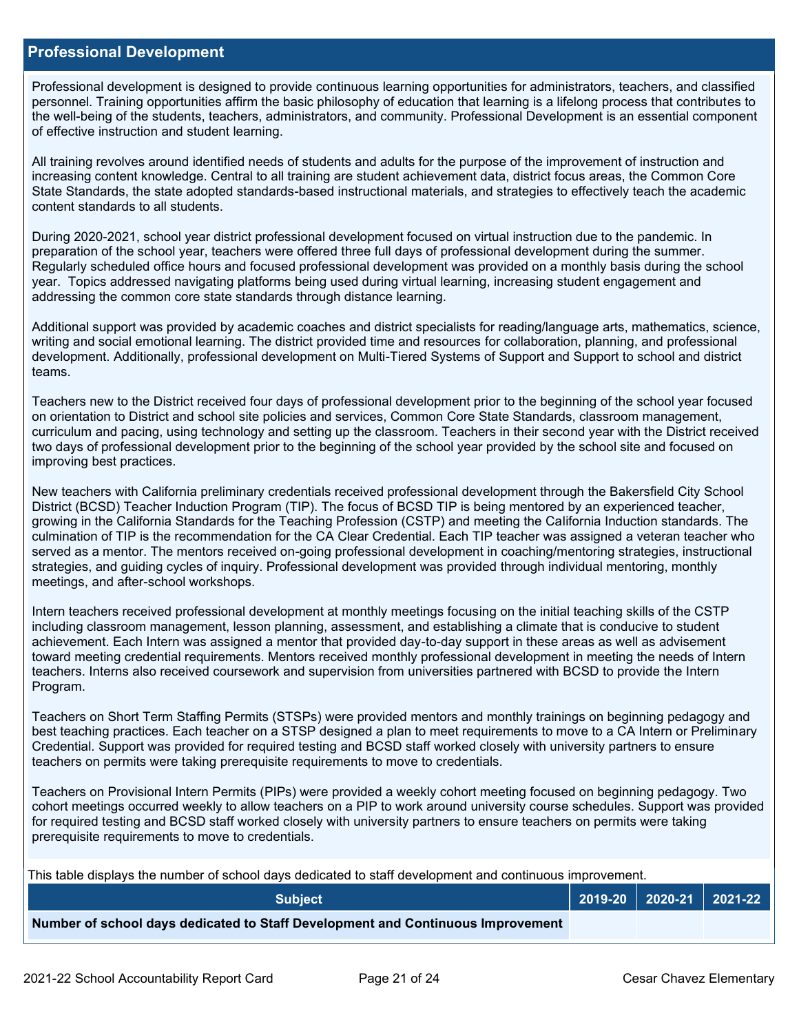## Professional Development

Professional development is designed to provide continuous learning opportunities for administrators, teachers, and classified personnel. Training opportunities affirm the basic philosophy of education that learning is a lifelong process that contributes to the well-being of the students, teachers, administrators, and community. Professional Development is an essential component of effective instruction and student learning.

All training revolves around identified needs of students and adults for the purpose of the improvement of instruction and increasing content knowledge. Central to all training are student achievement data, district focus areas, the Common Core State Standards, the state adopted standards-based instructional materials, and strategies to effectively teach the academic content standards to all students.

During 2020-2021, school year district professional development focused on virtual instruction due to the pandemic. In preparation of the school year, teachers were offered three full days of professional development during the summer. Regularly scheduled office hours and focused professional development was provided on a monthly basis during the school year. Topics addressed navigating platforms being used during virtual learning, increasing student engagement and addressing the common core state standards through distance learning.

Additional support was provided by academic coaches and district specialists for reading/language arts, mathematics, science, writing and social emotional learning. The district provided time and resources for collaboration, planning, and professional development. Additionally, professional development on Multi-Tiered Systems of Support and Support to school and district teams.

Teachers new to the District received four days of professional development prior to the beginning of the school year focused on orientation to District and school site policies and services, Common Core State Standards, classroom management, curriculum and pacing, using technology and setting up the classroom. Teachers in their second year with the District received two days of professional development prior to the beginning of the school year provided by the school site and focused on improving best practices.

New teachers with California preliminary credentials received professional development through the Bakersfield City School District (BCSD) Teacher Induction Program (TIP). The focus of BCSD TIP is being mentored by an experienced teacher, growing in the California Standards for the Teaching Profession (CSTP) and meeting the California Induction standards. The culmination of TIP is the recommendation for the CA Clear Credential. Each TIP teacher was assigned a veteran teacher who served as a mentor. The mentors received on-going professional development in coaching/mentoring strategies, instructional strategies, and guiding cycles of inquiry. Professional development was provided through individual mentoring, monthly meetings, and after-school workshops.

Intern teachers received professional development at monthly meetings focusing on the initial teaching skills of the CSTP including classroom management, lesson planning, assessment, and establishing a climate that is conducive to student achievement. Each Intern was assigned a mentor that provided day-to-day support in these areas as well as advisement toward meeting credential requirements. Mentors received monthly professional development in meeting the needs of Intern teachers. Interns also received coursework and supervision from universities partnered with BCSD to provide the Intern Program.

Teachers on Short Term Staffing Permits (STSPs) were provided mentors and monthly trainings on beginning pedagogy and best teaching practices. Each teacher on a STSP designed a plan to meet requirements to move to a CA Intern or Preliminary Credential. Support was provided for required testing and BCSD staff worked closely with university partners to ensure teachers on permits were taking prerequisite requirements to move to credentials.

Teachers on Provisional Intern Permits (PIPs) were provided a weekly cohort meeting focused on beginning pedagogy. Two cohort meetings occurred weekly to allow teachers on a PIP to work around university course schedules. Support was provided for required testing and BCSD staff worked closely with university partners to ensure teachers on permits were taking prerequisite requirements to move to credentials.

This table displays the number of school days dedicated to staff development and continuous improvement.

| Subject | 2019-20 | 2020-21 | 2021-22 |
|---|---|---|---|
| **Number of school days dedicated to Staff Development and Continuous Improvement** | | | |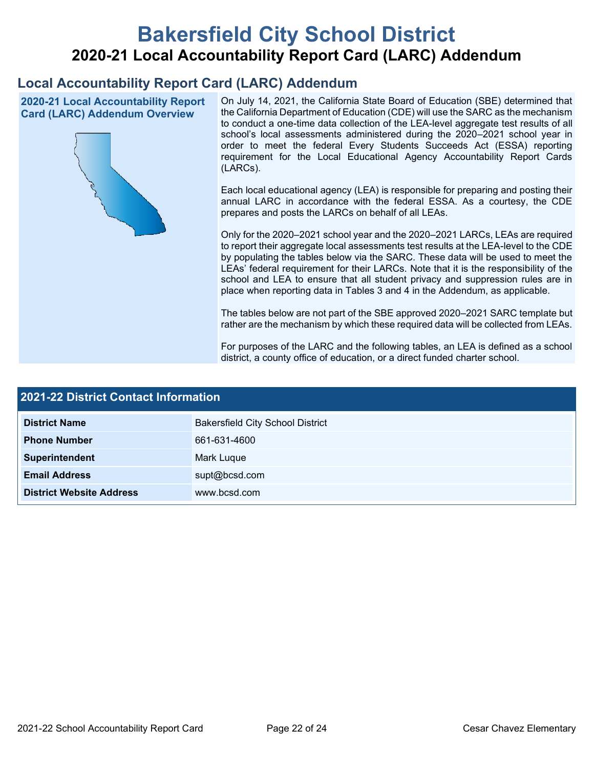# Bakersfield City School District

## 2020-21 Local Accountability Report Card (LARC) Addendum

## Local Accountability Report Card (LARC) Addendum

### 2020-21 Local Accountability Report Card (LARC) Addendum Overview

On July 14, 2021, the California State Board of Education (SBE) determined that the California Department of Education (CDE) will use the SARC as the mechanism to conduct a one-time data collection of the LEA-level aggregate test results of all school's local assessments administered during the 2020–2021 school year in order to meet the federal Every Students Succeeds Act (ESSA) reporting requirement for the Local Educational Agency Accountability Report Cards (LARCs).

Each local educational agency (LEA) is responsible for preparing and posting their annual LARC in accordance with the federal ESSA. As a courtesy, the CDE prepares and posts the LARCs on behalf of all LEAs.

Only for the 2020–2021 school year and the 2020–2021 LARCs, LEAs are required to report their aggregate local assessments test results at the LEA-level to the CDE by populating the tables below via the SARC. These data will be used to meet the LEAs' federal requirement for their LARCs. Note that it is the responsibility of the school and LEA to ensure that all student privacy and suppression rules are in place when reporting data in Tables 3 and 4 in the Addendum, as applicable.

The tables below are not part of the SBE approved 2020–2021 SARC template but rather are the mechanism by which these required data will be collected from LEAs.

For purposes of the LARC and the following tables, an LEA is defined as a school district, a county office of education, or a direct funded charter school.

### 2021-22 District Contact Information

| 2021-22 District Contact Information | |
|---|---|
| **District Name** | Bakersfield City School District |
| **Phone Number** | 661-631-4600 |
| **Superintendent** | Mark Luque |
| **Email Address** | supt@bcsd.com |
| **District Website Address** | www.bcsd.com |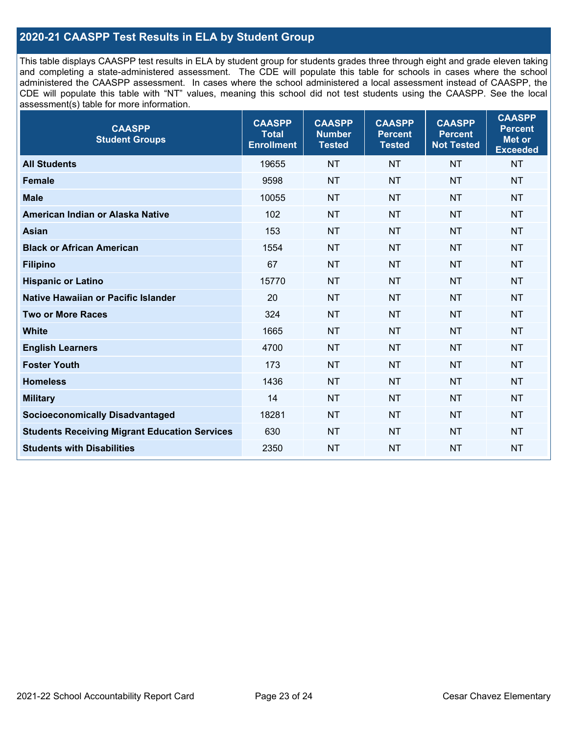## 2020-21 CAASPP Test Results in ELA by Student Group

This table displays CAASPP test results in ELA by student group for students grades three through eight and grade eleven taking and completing a state-administered assessment. The CDE will populate this table for schools in cases where the school administered the CAASPP assessment. In cases where the school administered a local assessment instead of CAASPP, the CDE will populate this table with "NT" values, meaning this school did not test students using the CAASPP. See the local assessment(s) table for more information.

| CAASPP Student Groups | CAASPP Total Enrollment | CAASPP Number Tested | CAASPP Percent Tested | CAASPP Percent Not Tested | CAASPP Percent Met or Exceeded |
|---|---|---|---|---|---|
| **All Students** | 19655 | NT | NT | NT | NT |
| **Female** | 9598 | NT | NT | NT | NT |
| **Male** | 10055 | NT | NT | NT | NT |
| **American Indian or Alaska Native** | 102 | NT | NT | NT | NT |
| **Asian** | 153 | NT | NT | NT | NT |
| **Black or African American** | 1554 | NT | NT | NT | NT |
| **Filipino** | 67 | NT | NT | NT | NT |
| **Hispanic or Latino** | 15770 | NT | NT | NT | NT |
| **Native Hawaiian or Pacific Islander** | 20 | NT | NT | NT | NT |
| **Two or More Races** | 324 | NT | NT | NT | NT |
| **White** | 1665 | NT | NT | NT | NT |
| **English Learners** | 4700 | NT | NT | NT | NT |
| **Foster Youth** | 173 | NT | NT | NT | NT |
| **Homeless** | 1436 | NT | NT | NT | NT |
| **Military** | 14 | NT | NT | NT | NT |
| **Socioeconomically Disadvantaged** | 18281 | NT | NT | NT | NT |
| **Students Receiving Migrant Education Services** | 630 | NT | NT | NT | NT |
| **Students with Disabilities** | 2350 | NT | NT | NT | NT |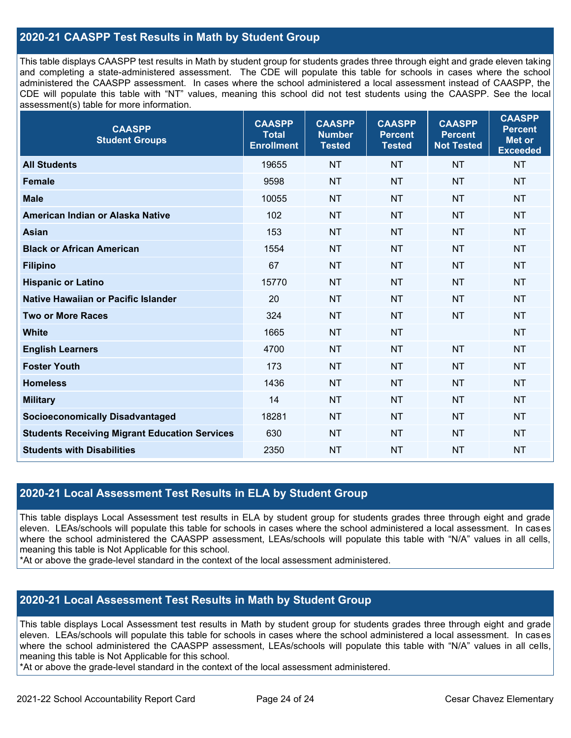## 2020-21 CAASPP Test Results in Math by Student Group

This table displays CAASPP test results in Math by student group for students grades three through eight and grade eleven taking and completing a state-administered assessment. The CDE will populate this table for schools in cases where the school administered the CAASPP assessment. In cases where the school administered a local assessment instead of CAASPP, the CDE will populate this table with "NT" values, meaning this school did not test students using the CAASPP. See the local assessment(s) table for more information.

| CAASPP Student Groups | CAASPP Total Enrollment | CAASPP Number Tested | CAASPP Percent Tested | CAASPP Percent Not Tested | CAASPP Percent Met or Exceeded |
|---|---|---|---|---|---|
| **All Students** | 19655 | NT | NT | NT | NT |
| **Female** | 9598 | NT | NT | NT | NT |
| **Male** | 10055 | NT | NT | NT | NT |
| **American Indian or Alaska Native** | 102 | NT | NT | NT | NT |
| **Asian** | 153 | NT | NT | NT | NT |
| **Black or African American** | 1554 | NT | NT | NT | NT |
| **Filipino** | 67 | NT | NT | NT | NT |
| **Hispanic or Latino** | 15770 | NT | NT | NT | NT |
| **Native Hawaiian or Pacific Islander** | 20 | NT | NT | NT | NT |
| **Two or More Races** | 324 | NT | NT | NT | NT |
| **White** | 1665 | NT | NT | | NT |
| **English Learners** | 4700 | NT | NT | NT | NT |
| **Foster Youth** | 173 | NT | NT | NT | NT |
| **Homeless** | 1436 | NT | NT | NT | NT |
| **Military** | 14 | NT | NT | NT | NT |
| **Socioeconomically Disadvantaged** | 18281 | NT | NT | NT | NT |
| **Students Receiving Migrant Education Services** | 630 | NT | NT | NT | NT |
| **Students with Disabilities** | 2350 | NT | NT | NT | NT |

## 2020-21 Local Assessment Test Results in ELA by Student Group

This table displays Local Assessment test results in ELA by student group for students grades three through eight and grade eleven. LEAs/schools will populate this table for schools in cases where the school administered a local assessment. In cases where the school administered the CAASPP assessment, LEAs/schools will populate this table with "N/A" values in all cells, meaning this table is Not Applicable for this school.

*At or above the grade-level standard in the context of the local assessment administered.

## 2020-21 Local Assessment Test Results in Math by Student Group

This table displays Local Assessment test results in Math by student group for students grades three through eight and grade eleven. LEAs/schools will populate this table for schools in cases where the school administered a local assessment. In cases where the school administered the CAASPP assessment, LEAs/schools will populate this table with "N/A" values in all cells, meaning this table is Not Applicable for this school.

*At or above the grade-level standard in the context of the local assessment administered.